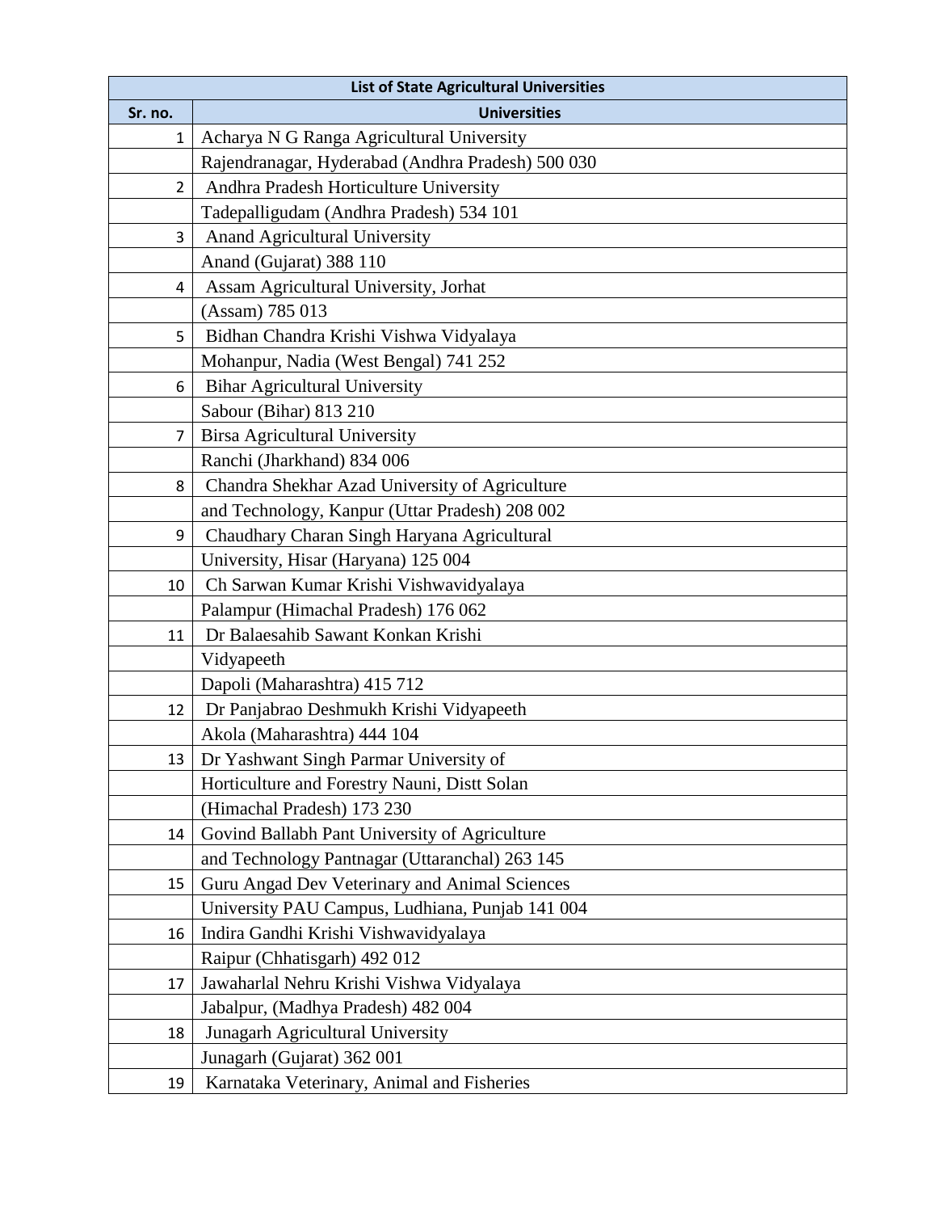| List of State Agricultural Universities | |
|---|---|
| **Sr. no.** | **Universities** |
| 1 | Acharya N G Ranga Agricultural University |
| | Rajendranagar, Hyderabad (Andhra Pradesh) 500 030 |
| 2 | Andhra Pradesh Horticulture University |
| | Tadepalligudam (Andhra Pradesh) 534 101 |
| 3 | Anand Agricultural University |
| | Anand (Gujarat) 388 110 |
| 4 | Assam Agricultural University, Jorhat |
| | (Assam) 785 013 |
| 5 | Bidhan Chandra Krishi Vishwa Vidyalaya |
| | Mohanpur, Nadia (West Bengal) 741 252 |
| 6 | Bihar Agricultural University |
| | Sabour (Bihar) 813 210 |
| 7 | Birsa Agricultural University |
| | Ranchi (Jharkhand) 834 006 |
| 8 | Chandra Shekhar Azad University of Agriculture |
| | and Technology, Kanpur (Uttar Pradesh) 208 002 |
| 9 | Chaudhary Charan Singh Haryana Agricultural |
| | University, Hisar (Haryana) 125 004 |
| 10 | Ch Sarwan Kumar Krishi Vishwavidyalaya |
| | Palampur (Himachal Pradesh) 176 062 |
| 11 | Dr Balaesahib Sawant Konkan Krishi |
| | Vidyapeeth |
| | Dapoli (Maharashtra) 415 712 |
| 12 | Dr Panjabrao Deshmukh Krishi Vidyapeeth |
| | Akola (Maharashtra) 444 104 |
| 13 | Dr Yashwant Singh Parmar University of |
| | Horticulture and Forestry Nauni, Distt Solan |
| | (Himachal Pradesh) 173 230 |
| 14 | Govind Ballabh Pant University of Agriculture |
| | and Technology Pantnagar (Uttaranchal) 263 145 |
| 15 | Guru Angad Dev Veterinary and Animal Sciences |
| | University PAU Campus, Ludhiana, Punjab 141 004 |
| 16 | Indira Gandhi Krishi Vishwavidyalaya |
| | Raipur (Chhatisgarh) 492 012 |
| 17 | Jawaharlal Nehru Krishi Vishwa Vidyalaya |
| | Jabalpur, (Madhya Pradesh) 482 004 |
| 18 | Junagarh Agricultural University |
| | Junagarh (Gujarat) 362 001 |
| 19 | Karnataka Veterinary, Animal and Fisheries |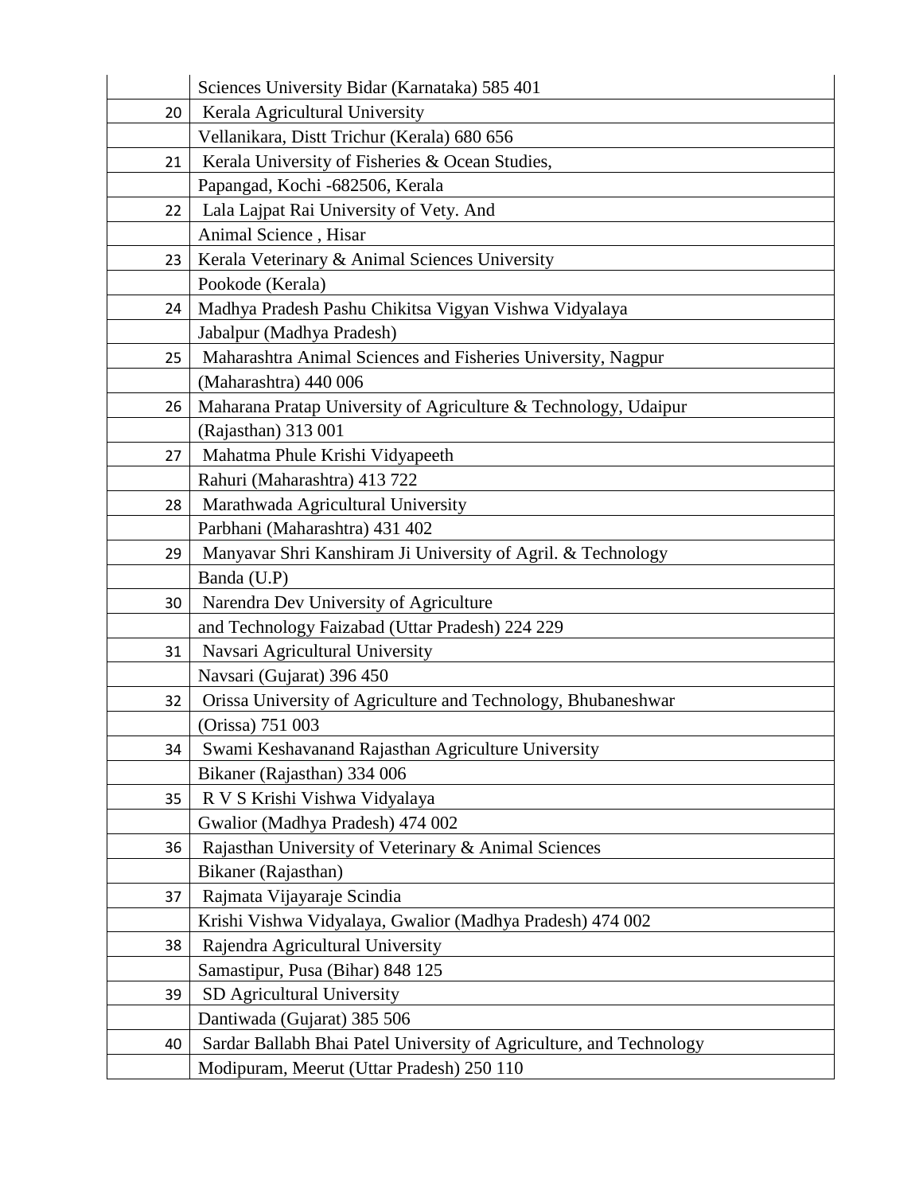| | |
|---|---|
| | Sciences University Bidar (Karnataka) 585 401 |
| 20 | Kerala Agricultural University |
| | Vellanikara, Distt Trichur (Kerala) 680 656 |
| 21 | Kerala University of Fisheries & Ocean Studies, |
| | Papangad, Kochi -682506, Kerala |
| 22 | Lala Lajpat Rai University of Vety. And |
| | Animal Science , Hisar |
| 23 | Kerala Veterinary & Animal Sciences University |
| | Pookode (Kerala) |
| 24 | Madhya Pradesh Pashu Chikitsa Vigyan Vishwa Vidyalaya |
| | Jabalpur (Madhya Pradesh) |
| 25 | Maharashtra Animal Sciences and Fisheries University, Nagpur |
| | (Maharashtra) 440 006 |
| 26 | Maharana Pratap University of Agriculture & Technology, Udaipur |
| | (Rajasthan) 313 001 |
| 27 | Mahatma Phule Krishi Vidyapeeth |
| | Rahuri (Maharashtra) 413 722 |
| 28 | Marathwada Agricultural University |
| | Parbhani (Maharashtra) 431 402 |
| 29 | Manyavar Shri Kanshiram Ji University of Agril. & Technology |
| | Banda (U.P) |
| 30 | Narendra Dev University of Agriculture |
| | and Technology Faizabad (Uttar Pradesh) 224 229 |
| 31 | Navsari Agricultural University |
| | Navsari (Gujarat) 396 450 |
| 32 | Orissa University of Agriculture and Technology, Bhubaneshwar |
| | (Orissa) 751 003 |
| 34 | Swami Keshavanand Rajasthan Agriculture University |
| | Bikaner (Rajasthan) 334 006 |
| 35 | R V S Krishi Vishwa Vidyalaya |
| | Gwalior (Madhya Pradesh) 474 002 |
| 36 | Rajasthan University of Veterinary & Animal Sciences |
| | Bikaner (Rajasthan) |
| 37 | Rajmata Vijayaraje Scindia |
| | Krishi Vishwa Vidyalaya, Gwalior (Madhya Pradesh) 474 002 |
| 38 | Rajendra Agricultural University |
| | Samastipur, Pusa (Bihar) 848 125 |
| 39 | SD Agricultural University |
| | Dantiwada (Gujarat) 385 506 |
| 40 | Sardar Ballabh Bhai Patel University of Agriculture, and Technology |
| | Modipuram, Meerut (Uttar Pradesh) 250 110 |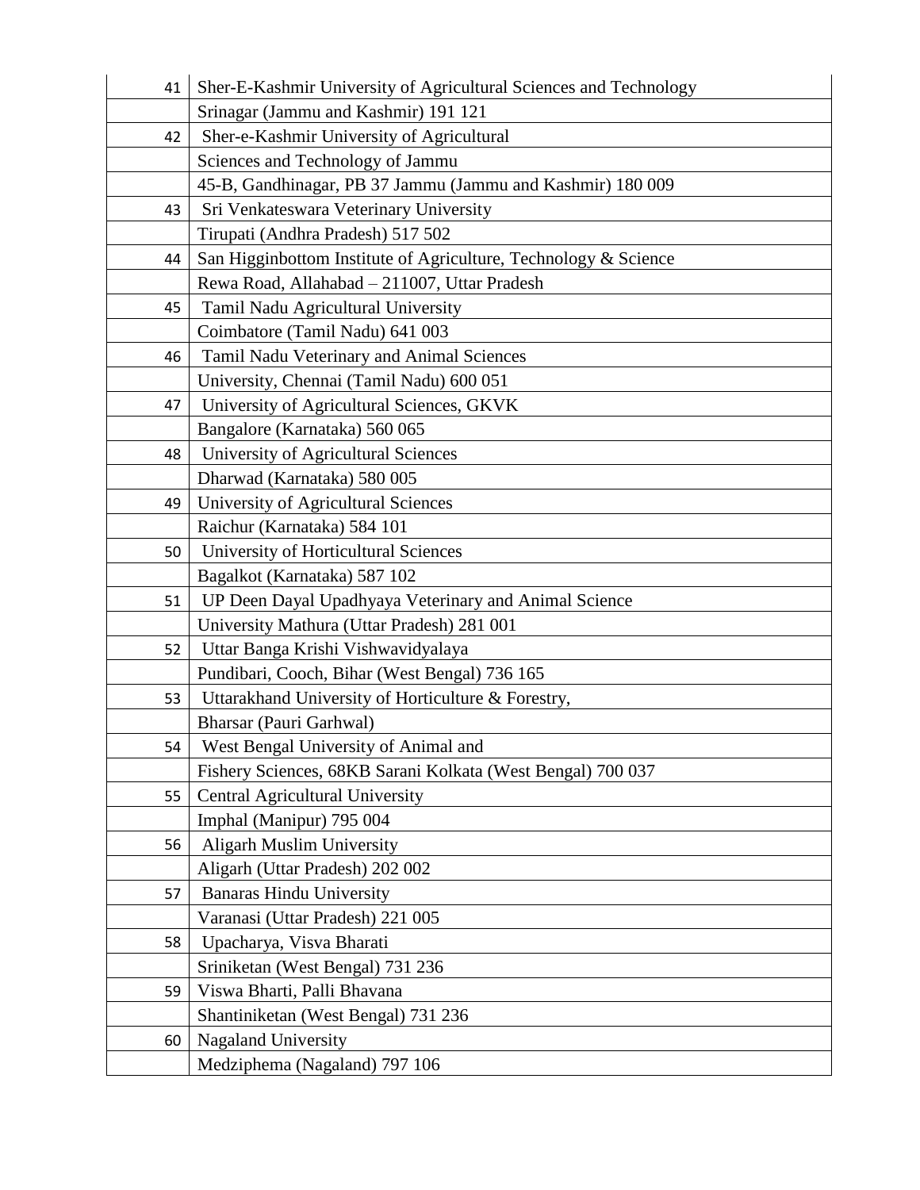| | |
|---|---|
| 41 | Sher-E-Kashmir University of Agricultural Sciences and Technology |
| | Srinagar (Jammu and Kashmir) 191 121 |
| 42 | Sher-e-Kashmir University of Agricultural |
| | Sciences and Technology of Jammu |
| | 45-B, Gandhinagar, PB 37 Jammu (Jammu and Kashmir) 180 009 |
| 43 | Sri Venkateswara Veterinary University |
| | Tirupati (Andhra Pradesh) 517 502 |
| 44 | San Higginbottom Institute of Agriculture, Technology & Science |
| | Rewa Road, Allahabad – 211007, Uttar Pradesh |
| 45 | Tamil Nadu Agricultural University |
| | Coimbatore (Tamil Nadu) 641 003 |
| 46 | Tamil Nadu Veterinary and Animal Sciences |
| | University, Chennai (Tamil Nadu) 600 051 |
| 47 | University of Agricultural Sciences, GKVK |
| | Bangalore (Karnataka) 560 065 |
| 48 | University of Agricultural Sciences |
| | Dharwad (Karnataka) 580 005 |
| 49 | University of Agricultural Sciences |
| | Raichur (Karnataka) 584 101 |
| 50 | University of Horticultural Sciences |
| | Bagalkot (Karnataka) 587 102 |
| 51 | UP Deen Dayal Upadhyaya Veterinary and Animal Science |
| | University Mathura (Uttar Pradesh) 281 001 |
| 52 | Uttar Banga Krishi Vishwavidyalaya |
| | Pundibari, Cooch, Bihar (West Bengal) 736 165 |
| 53 | Uttarakhand University of Horticulture & Forestry, |
| | Bharsar (Pauri Garhwal) |
| 54 | West Bengal University of Animal and |
| | Fishery Sciences, 68KB Sarani Kolkata (West Bengal) 700 037 |
| 55 | Central Agricultural University |
| | Imphal (Manipur) 795 004 |
| 56 | Aligarh Muslim University |
| | Aligarh (Uttar Pradesh) 202 002 |
| 57 | Banaras Hindu University |
| | Varanasi (Uttar Pradesh) 221 005 |
| 58 | Upacharya, Visva Bharati |
| | Sriniketan (West Bengal) 731 236 |
| 59 | Viswa Bharti, Palli Bhavana |
| | Shantiniketan (West Bengal) 731 236 |
| 60 | Nagaland University |
| | Medziphema (Nagaland) 797 106 |